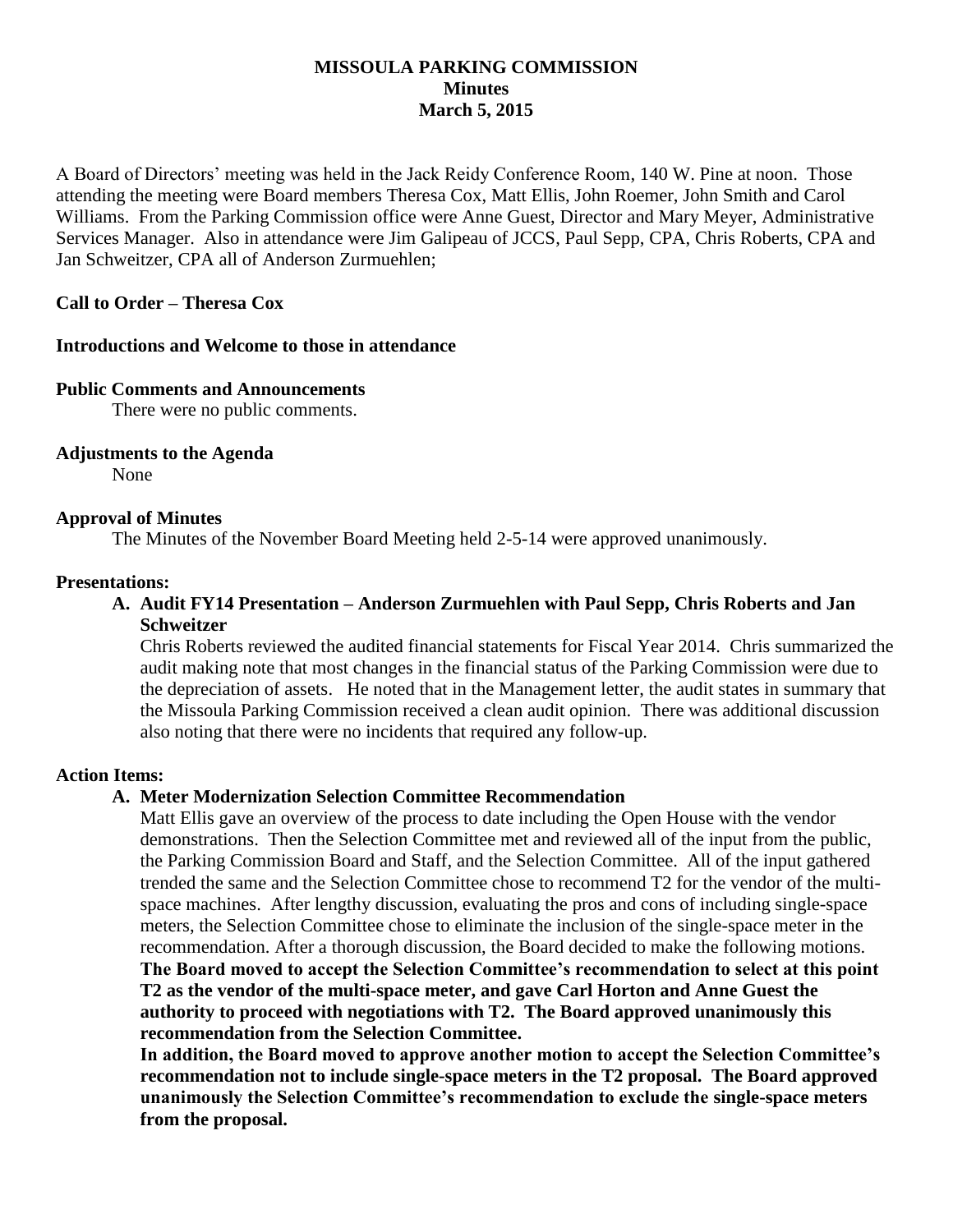# MISSOULA PARKING COMMISSION
## Minutes
### March 5, 2015

A Board of Directors' meeting was held in the Jack Reidy Conference Room, 140 W. Pine at noon. Those attending the meeting were Board members Theresa Cox, Matt Ellis, John Roemer, John Smith and Carol Williams. From the Parking Commission office were Anne Guest, Director and Mary Meyer, Administrative Services Manager. Also in attendance were Jim Galipeau of JCCS, Paul Sepp, CPA, Chris Roberts, CPA and Jan Schweitzer, CPA all of Anderson Zurmuehlen;

**Call to Order – Theresa Cox**

**Introductions and Welcome to those in attendance**

**Public Comments and Announcements**

There were no public comments.

**Adjustments to the Agenda**

None

**Approval of Minutes**

The Minutes of the November Board Meeting held 2-5-14 were approved unanimously.

**Presentations:**

**A. Audit FY14 Presentation – Anderson Zurmuehlen with Paul Sepp, Chris Roberts and Jan Schweitzer**

Chris Roberts reviewed the audited financial statements for Fiscal Year 2014. Chris summarized the audit making note that most changes in the financial status of the Parking Commission were due to the depreciation of assets. He noted that in the Management letter, the audit states in summary that the Missoula Parking Commission received a clean audit opinion. There was additional discussion also noting that there were no incidents that required any follow-up.

**Action Items:**

**A. Meter Modernization Selection Committee Recommendation**

Matt Ellis gave an overview of the process to date including the Open House with the vendor demonstrations. Then the Selection Committee met and reviewed all of the input from the public, the Parking Commission Board and Staff, and the Selection Committee. All of the input gathered trended the same and the Selection Committee chose to recommend T2 for the vendor of the multi-space machines. After lengthy discussion, evaluating the pros and cons of including single-space meters, the Selection Committee chose to eliminate the inclusion of the single-space meter in the recommendation. After a thorough discussion, the Board decided to make the following motions.

**The Board moved to accept the Selection Committee's recommendation to select at this point T2 as the vendor of the multi-space meter, and gave Carl Horton and Anne Guest the authority to proceed with negotiations with T2. The Board approved unanimously this recommendation from the Selection Committee.**

**In addition, the Board moved to approve another motion to accept the Selection Committee's recommendation not to include single-space meters in the T2 proposal. The Board approved unanimously the Selection Committee's recommendation to exclude the single-space meters from the proposal.**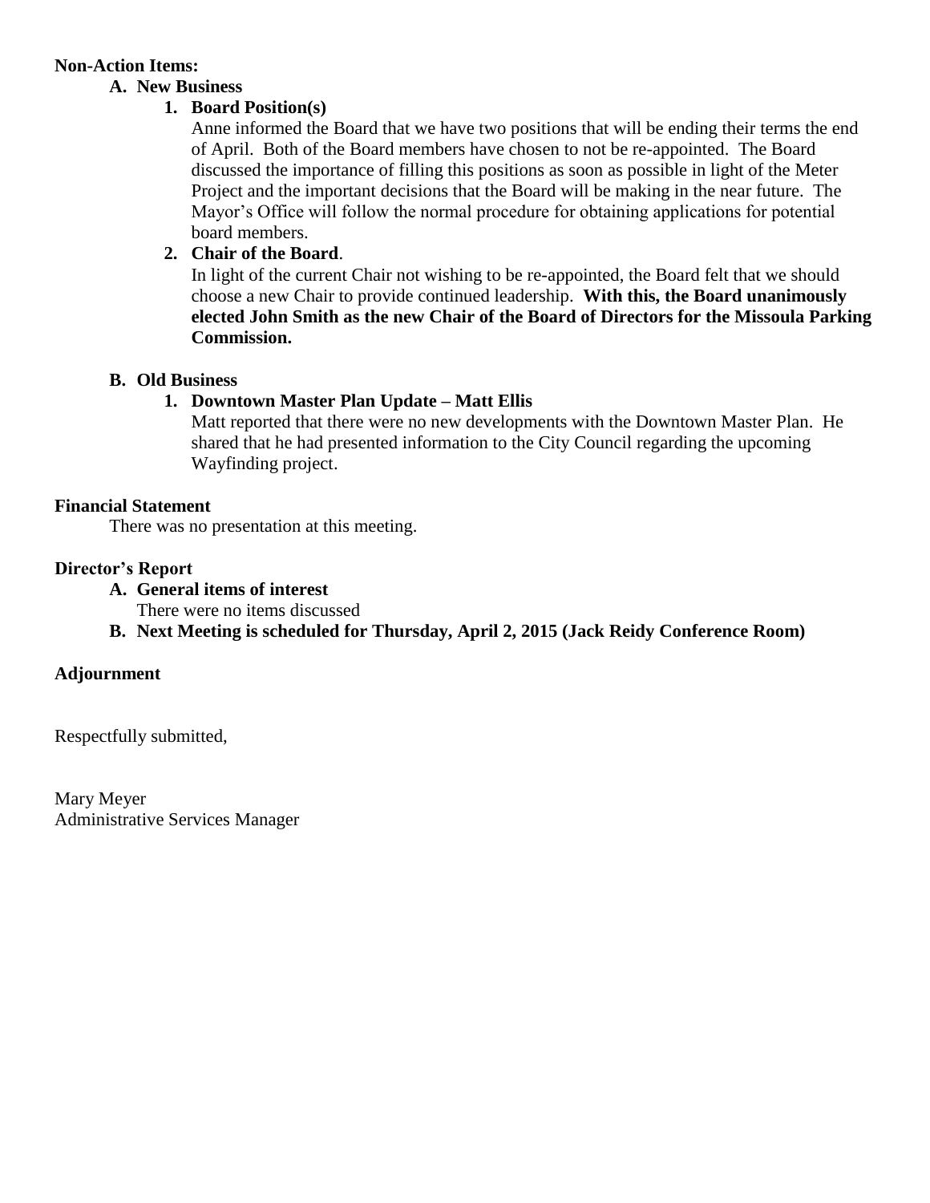**Non-Action Items:**

**A. New Business**

1. **Board Position(s)**
   Anne informed the Board that we have two positions that will be ending their terms the end of April. Both of the Board members have chosen to not be re-appointed. The Board discussed the importance of filling this positions as soon as possible in light of the Meter Project and the important decisions that the Board will be making in the near future. The Mayor's Office will follow the normal procedure for obtaining applications for potential board members.

2. **Chair of the Board**.
   In light of the current Chair not wishing to be re-appointed, the Board felt that we should choose a new Chair to provide continued leadership. **With this, the Board unanimously elected John Smith as the new Chair of the Board of Directors for the Missoula Parking Commission.**

**B. Old Business**

1. **Downtown Master Plan Update – Matt Ellis**
   Matt reported that there were no new developments with the Downtown Master Plan. He shared that he had presented information to the City Council regarding the upcoming Wayfinding project.

**Financial Statement**

There was no presentation at this meeting.

**Director's Report**

**A. General items of interest**
There were no items discussed

**B. Next Meeting is scheduled for Thursday, April 2, 2015 (Jack Reidy Conference Room)**

**Adjournment**

Respectfully submitted,

Mary Meyer
Administrative Services Manager